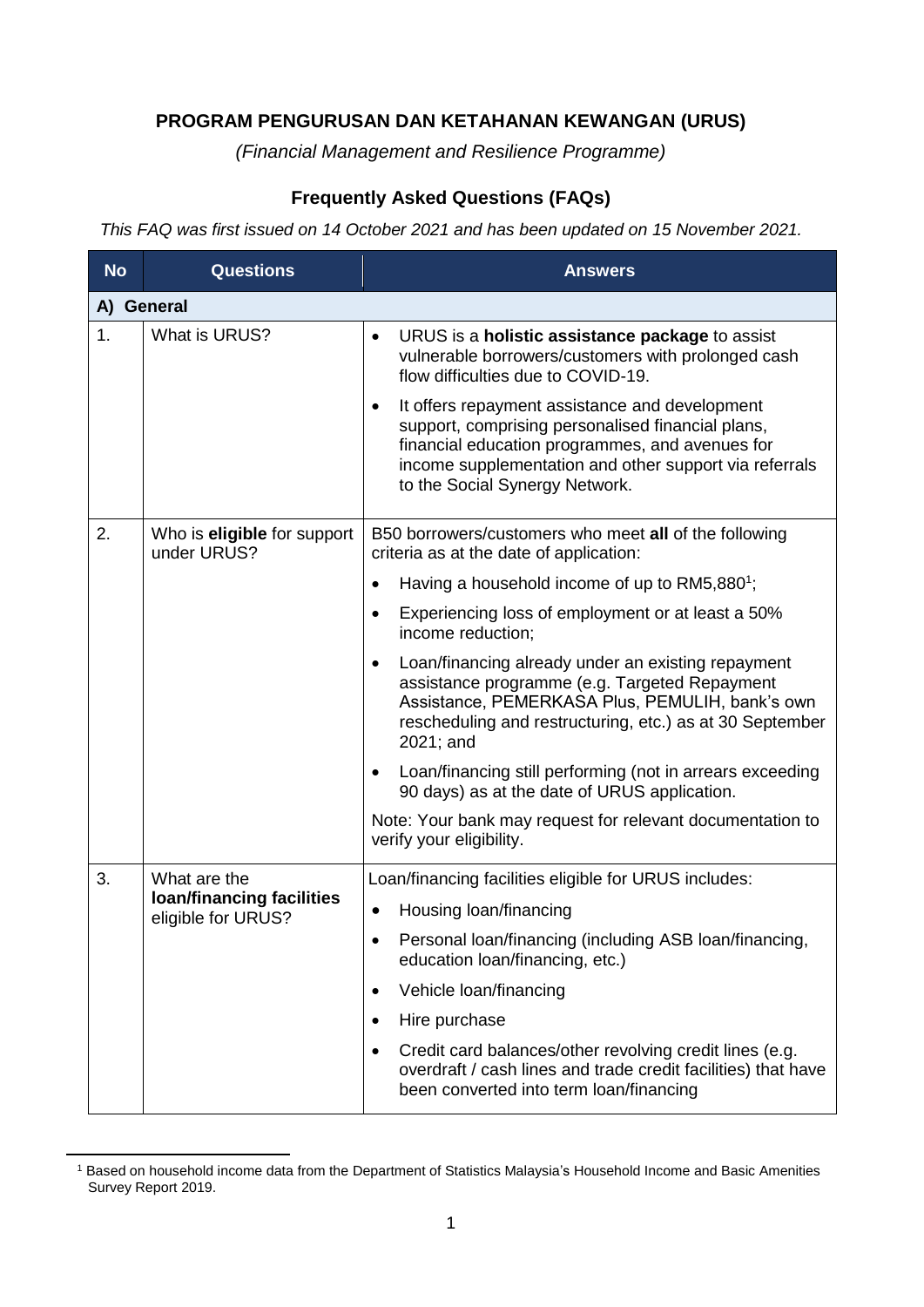**PROGRAM PENGURUSAN DAN KETAHANAN KEWANGAN (URUS)**

*(Financial Management and Resilience Programme)*

**Frequently Asked Questions (FAQs)**

*This FAQ was first issued on 14 October 2021 and has been updated on 15 November 2021.*

| No | Questions | Answers |
|---|---|---|
| **A) General** | | |
| 1. | What is URUS? | • URUS is a **holistic assistance package** to assist vulnerable borrowers/customers with prolonged cash flow difficulties due to COVID-19.<br>• It offers repayment assistance and development support, comprising personalised financial plans, financial education programmes, and avenues for income supplementation and other support via referrals to the Social Synergy Network. |
| 2. | Who is **eligible** for support under URUS? | B50 borrowers/customers who meet **all** of the following criteria as at the date of application:<br>• Having a household income of up to RM5,880[1];<br>• Experiencing loss of employment or at least a 50% income reduction;<br>• Loan/financing already under an existing repayment assistance programme (e.g. Targeted Repayment Assistance, PEMERKASA Plus, PEMULIH, bank's own rescheduling and restructuring, etc.) as at 30 September 2021; and<br>• Loan/financing still performing (not in arrears exceeding 90 days) as at the date of URUS application.<br>Note: Your bank may request for relevant documentation to verify your eligibility. |
| 3. | What are the **loan/financing facilities** eligible for URUS? | Loan/financing facilities eligible for URUS includes:<br>• Housing loan/financing<br>• Personal loan/financing (including ASB loan/financing, education loan/financing, etc.)<br>• Vehicle loan/financing<br>• Hire purchase<br>• Credit card balances/other revolving credit lines (e.g. overdraft / cash lines and trade credit facilities) that have been converted into term loan/financing |

[1] Based on household income data from the Department of Statistics Malaysia's Household Income and Basic Amenities Survey Report 2019.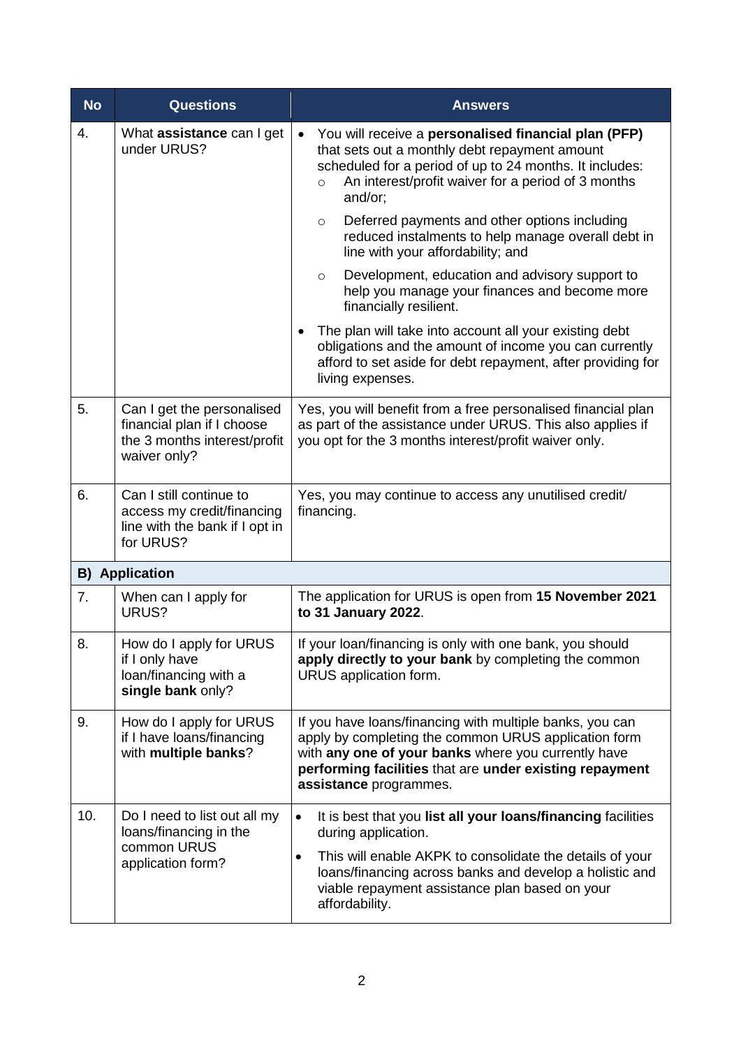| No | Questions | Answers |
| --- | --- | --- |
| 4. | What **assistance** can I get under URUS? | • You will receive a **personalised financial plan (PFP)** that sets out a monthly debt repayment amount scheduled for a period of up to 24 months. It includes:<br>○ An interest/profit waiver for a period of 3 months and/or;<br>○ Deferred payments and other options including reduced instalments to help manage overall debt in line with your affordability; and<br>○ Development, education and advisory support to help you manage your finances and become more financially resilient.<br>• The plan will take into account all your existing debt obligations and the amount of income you can currently afford to set aside for debt repayment, after providing for living expenses. |
| 5. | Can I get the personalised financial plan if I choose the 3 months interest/profit waiver only? | Yes, you will benefit from a free personalised financial plan as part of the assistance under URUS. This also applies if you opt for the 3 months interest/profit waiver only. |
| 6. | Can I still continue to access my credit/financing line with the bank if I opt in for URUS? | Yes, you may continue to access any unutilised credit/ financing. |
| **B) Application** | | |
| 7. | When can I apply for URUS? | The application for URUS is open from **15 November 2021 to 31 January 2022**. |
| 8. | How do I apply for URUS if I only have loan/financing with a **single bank** only? | If your loan/financing is only with one bank, you should **apply directly to your bank** by completing the common URUS application form. |
| 9. | How do I apply for URUS if I have loans/financing with **multiple banks**? | If you have loans/financing with multiple banks, you can apply by completing the common URUS application form with **any one of your banks** where you currently have **performing facilities** that are **under existing repayment assistance** programmes. |
| 10. | Do I need to list out all my loans/financing in the common URUS application form? | • It is best that you **list all your loans/financing** facilities during application.<br>• This will enable AKPK to consolidate the details of your loans/financing across banks and develop a holistic and viable repayment assistance plan based on your affordability. |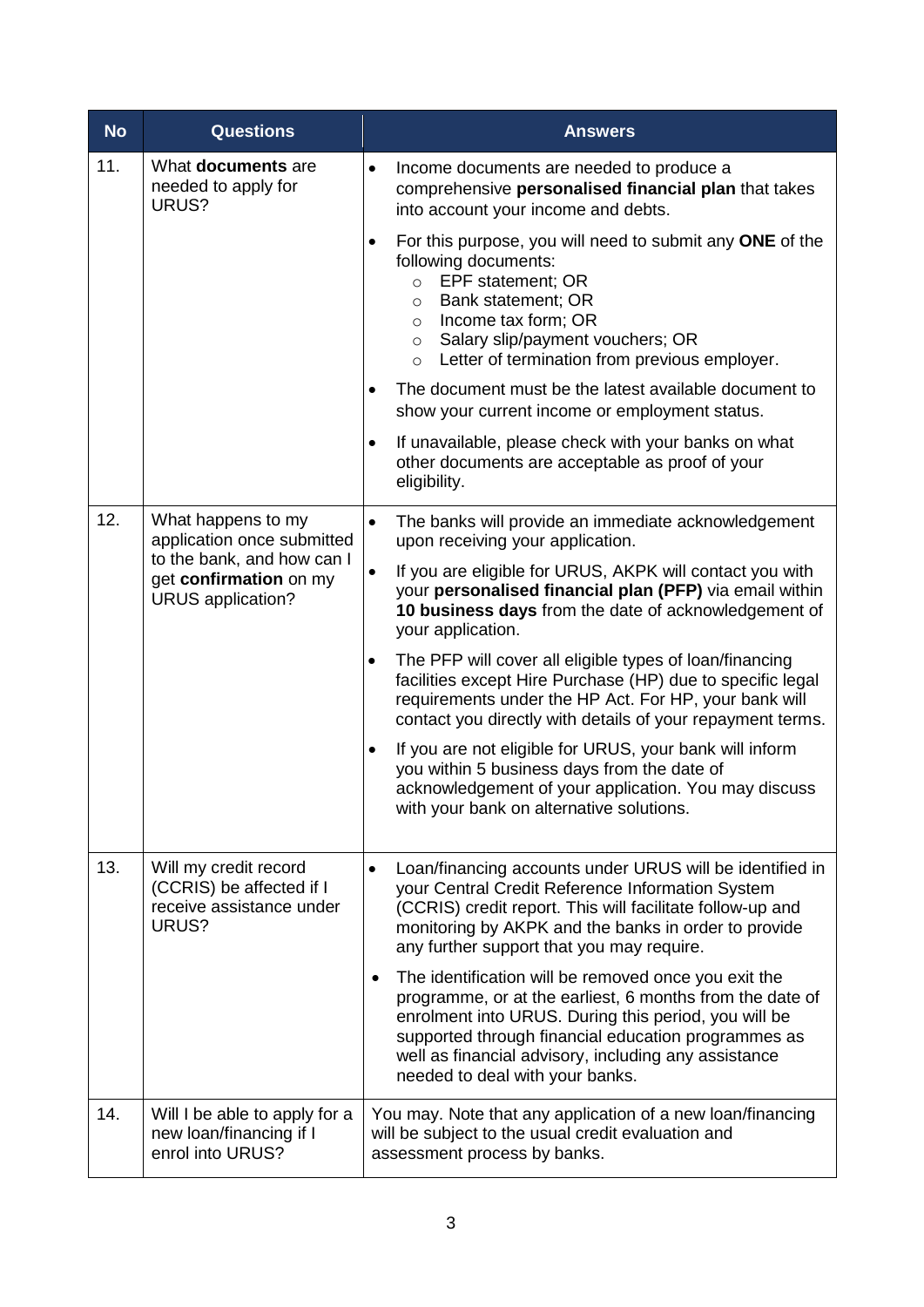| No | Questions | Answers |
|---|---|---|
| 11. | What **documents** are needed to apply for URUS? | • Income documents are needed to produce a comprehensive **personalised financial plan** that takes into account your income and debts.<br>• For this purpose, you will need to submit any **ONE** of the following documents:<br>  ○ EPF statement; OR<br>  ○ Bank statement; OR<br>  ○ Income tax form; OR<br>  ○ Salary slip/payment vouchers; OR<br>  ○ Letter of termination from previous employer.<br>• The document must be the latest available document to show your current income or employment status.<br>• If unavailable, please check with your banks on what other documents are acceptable as proof of your eligibility. |
| 12. | What happens to my application once submitted to the bank, and how can I get **confirmation** on my URUS application? | • The banks will provide an immediate acknowledgement upon receiving your application.<br>• If you are eligible for URUS, AKPK will contact you with your **personalised financial plan (PFP)** via email within **10 business days** from the date of acknowledgement of your application.<br>• The PFP will cover all eligible types of loan/financing facilities except Hire Purchase (HP) due to specific legal requirements under the HP Act. For HP, your bank will contact you directly with details of your repayment terms.<br>• If you are not eligible for URUS, your bank will inform you within 5 business days from the date of acknowledgement of your application. You may discuss with your bank on alternative solutions. |
| 13. | Will my credit record (CCRIS) be affected if I receive assistance under URUS? | • Loan/financing accounts under URUS will be identified in your Central Credit Reference Information System (CCRIS) credit report. This will facilitate follow-up and monitoring by AKPK and the banks in order to provide any further support that you may require.<br>• The identification will be removed once you exit the programme, or at the earliest, 6 months from the date of enrolment into URUS. During this period, you will be supported through financial education programmes as well as financial advisory, including any assistance needed to deal with your banks. |
| 14. | Will I be able to apply for a new loan/financing if I enrol into URUS? | You may. Note that any application of a new loan/financing will be subject to the usual credit evaluation and assessment process by banks. |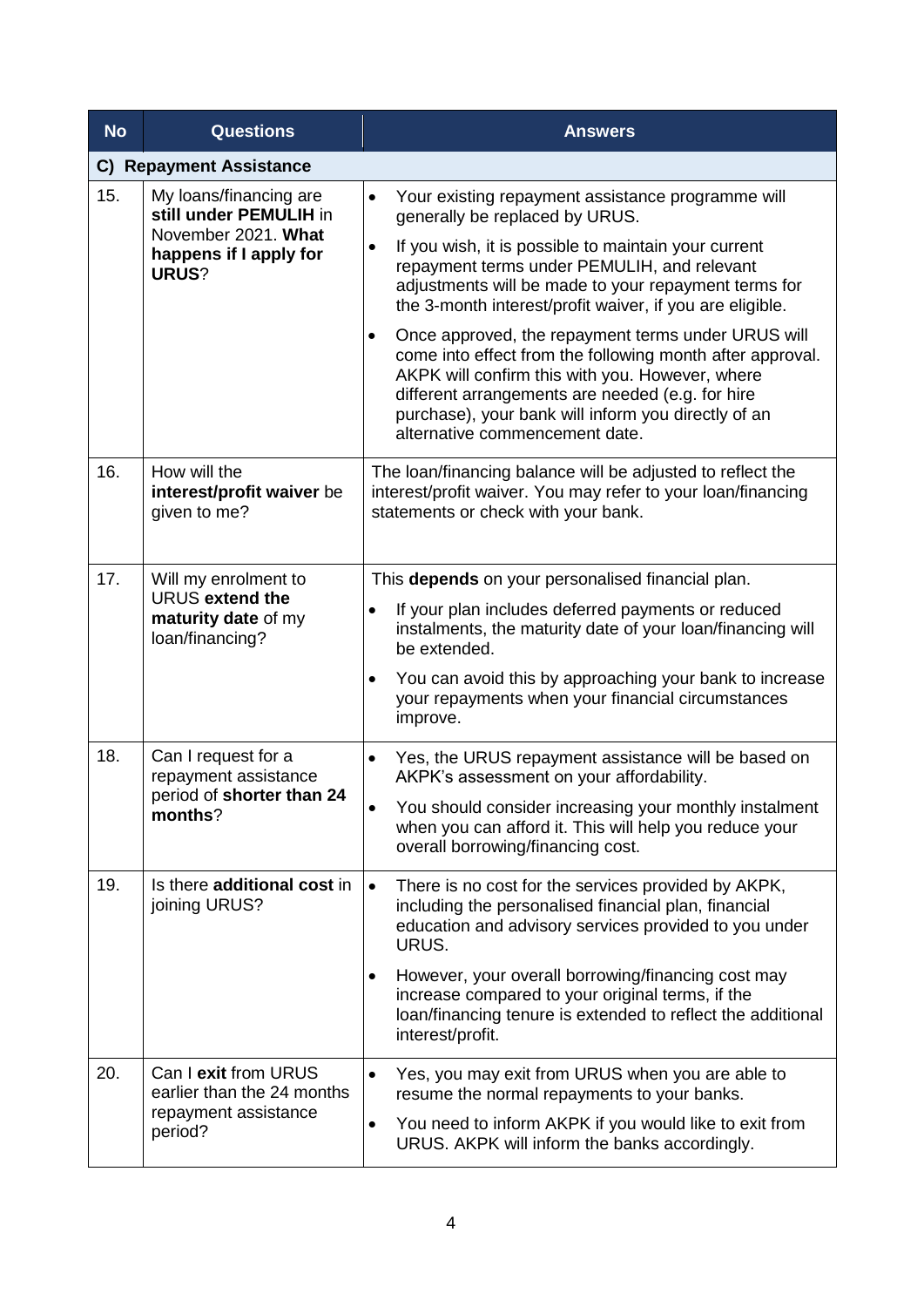| No | Questions | Answers |
|---|---|---|
| **C) Repayment Assistance** | | |
| 15. | My loans/financing are **still under PEMULIH** in November 2021. **What happens if I apply for URUS**? | • Your existing repayment assistance programme will generally be replaced by URUS.<br>• If you wish, it is possible to maintain your current repayment terms under PEMULIH, and relevant adjustments will be made to your repayment terms for the 3-month interest/profit waiver, if you are eligible.<br>• Once approved, the repayment terms under URUS will come into effect from the following month after approval. AKPK will confirm this with you. However, where different arrangements are needed (e.g. for hire purchase), your bank will inform you directly of an alternative commencement date. |
| 16. | How will the **interest/profit waiver** be given to me? | The loan/financing balance will be adjusted to reflect the interest/profit waiver. You may refer to your loan/financing statements or check with your bank. |
| 17. | Will my enrolment to URUS **extend the maturity date** of my loan/financing? | This **depends** on your personalised financial plan.<br>• If your plan includes deferred payments or reduced instalments, the maturity date of your loan/financing will be extended.<br>• You can avoid this by approaching your bank to increase your repayments when your financial circumstances improve. |
| 18. | Can I request for a repayment assistance period of **shorter than 24 months**? | • Yes, the URUS repayment assistance will be based on AKPK's assessment on your affordability.<br>• You should consider increasing your monthly instalment when you can afford it. This will help you reduce your overall borrowing/financing cost. |
| 19. | Is there **additional cost** in joining URUS? | • There is no cost for the services provided by AKPK, including the personalised financial plan, financial education and advisory services provided to you under URUS.<br>• However, your overall borrowing/financing cost may increase compared to your original terms, if the loan/financing tenure is extended to reflect the additional interest/profit. |
| 20. | Can I **exit** from URUS earlier than the 24 months repayment assistance period? | • Yes, you may exit from URUS when you are able to resume the normal repayments to your banks.<br>• You need to inform AKPK if you would like to exit from URUS. AKPK will inform the banks accordingly. |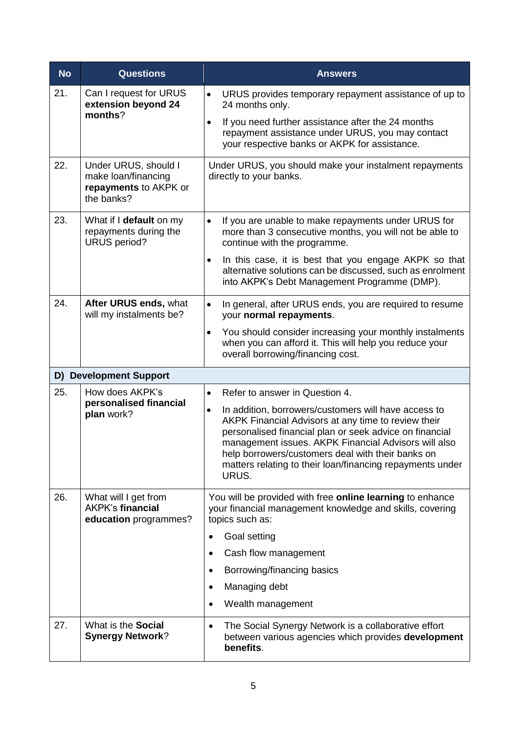| No | Questions | Answers |
|---|---|---|
| 21. | Can I request for URUS **extension beyond 24 months**? | • URUS provides temporary repayment assistance of up to 24 months only.<br>• If you need further assistance after the 24 months repayment assistance under URUS, you may contact your respective banks or AKPK for assistance. |
| 22. | Under URUS, should I make loan/financing **repayments** to AKPK or the banks? | Under URUS, you should make your instalment repayments directly to your banks. |
| 23. | What if I **default** on my repayments during the URUS period? | • If you are unable to make repayments under URUS for more than 3 consecutive months, you will not be able to continue with the programme.<br>• In this case, it is best that you engage AKPK so that alternative solutions can be discussed, such as enrolment into AKPK's Debt Management Programme (DMP). |
| 24. | **After URUS ends,** what will my instalments be? | • In general, after URUS ends, you are required to resume your **normal repayments**.<br>• You should consider increasing your monthly instalments when you can afford it. This will help you reduce your overall borrowing/financing cost. |
| **D) Development Support** | | |
| 25. | How does AKPK's **personalised financial plan** work? | • Refer to answer in Question 4.<br>• In addition, borrowers/customers will have access to AKPK Financial Advisors at any time to review their personalised financial plan or seek advice on financial management issues. AKPK Financial Advisors will also help borrowers/customers deal with their banks on matters relating to their loan/financing repayments under URUS. |
| 26. | What will I get from AKPK's **financial education** programmes? | You will be provided with free **online learning** to enhance your financial management knowledge and skills, covering topics such as:<br>• Goal setting<br>• Cash flow management<br>• Borrowing/financing basics<br>• Managing debt<br>• Wealth management |
| 27. | What is the **Social Synergy Network**? | • The Social Synergy Network is a collaborative effort between various agencies which provides **development benefits**. |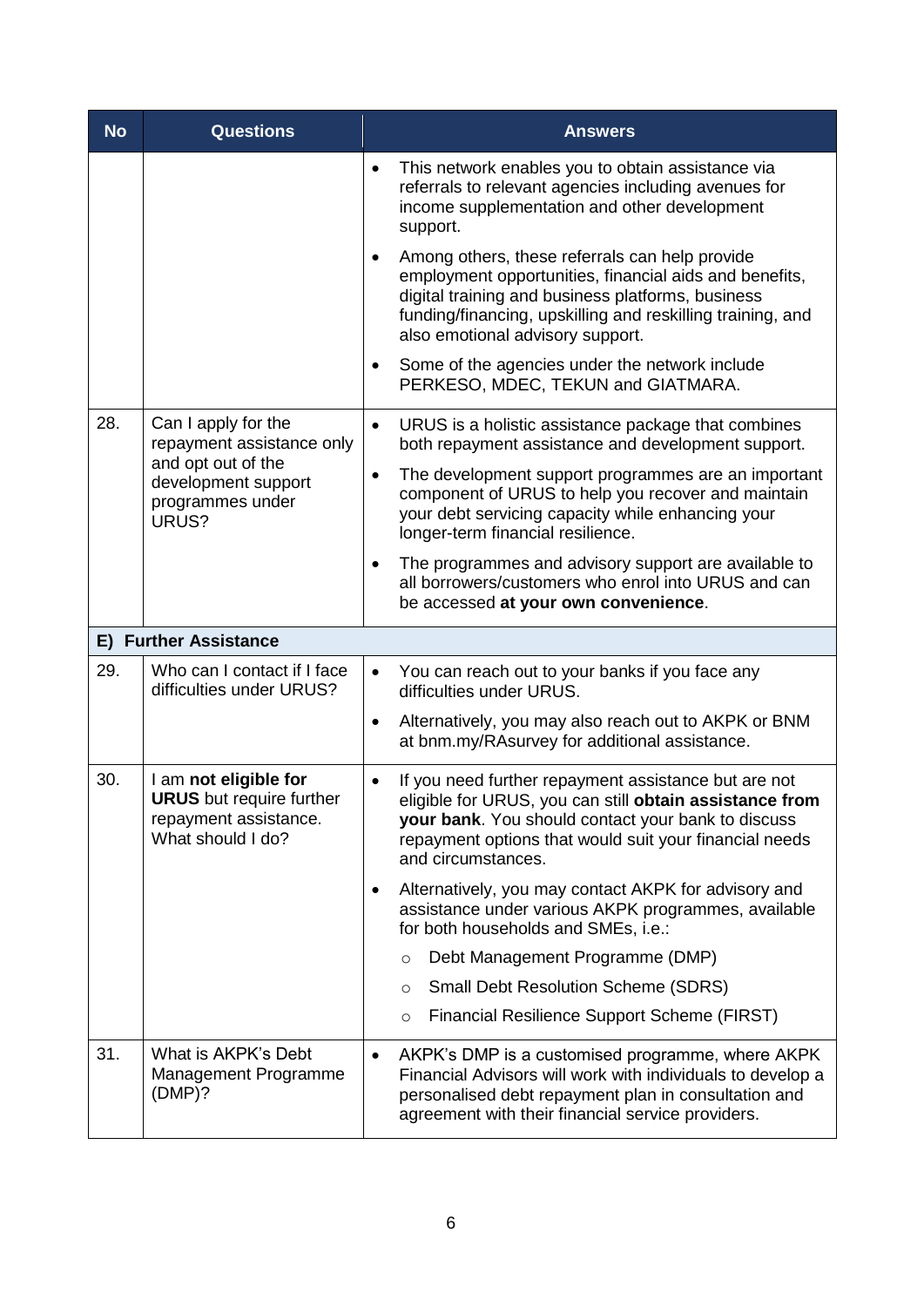| No | Questions | Answers |
|---|---|---|
| | | • This network enables you to obtain assistance via referrals to relevant agencies including avenues for income supplementation and other development support.<br>• Among others, these referrals can help provide employment opportunities, financial aids and benefits, digital training and business platforms, business funding/financing, upskilling and reskilling training, and also emotional advisory support.<br>• Some of the agencies under the network include PERKESO, MDEC, TEKUN and GIATMARA. |
| 28. | Can I apply for the repayment assistance only and opt out of the development support programmes under URUS? | • URUS is a holistic assistance package that combines both repayment assistance and development support.<br>• The development support programmes are an important component of URUS to help you recover and maintain your debt servicing capacity while enhancing your longer-term financial resilience.<br>• The programmes and advisory support are available to all borrowers/customers who enrol into URUS and can be accessed **at your own convenience**. |
| **E) Further Assistance** | | |
| 29. | Who can I contact if I face difficulties under URUS? | • You can reach out to your banks if you face any difficulties under URUS.<br>• Alternatively, you may also reach out to AKPK or BNM at bnm.my/RAsurvey for additional assistance. |
| 30. | I am **not eligible for URUS** but require further repayment assistance. What should I do? | • If you need further repayment assistance but are not eligible for URUS, you can still **obtain assistance from your bank**. You should contact your bank to discuss repayment options that would suit your financial needs and circumstances.<br>• Alternatively, you may contact AKPK for advisory and assistance under various AKPK programmes, available for both households and SMEs, i.e.:<br>  ○ Debt Management Programme (DMP)<br>  ○ Small Debt Resolution Scheme (SDRS)<br>  ○ Financial Resilience Support Scheme (FIRST) |
| 31. | What is AKPK's Debt Management Programme (DMP)? | • AKPK's DMP is a customised programme, where AKPK Financial Advisors will work with individuals to develop a personalised debt repayment plan in consultation and agreement with their financial service providers. |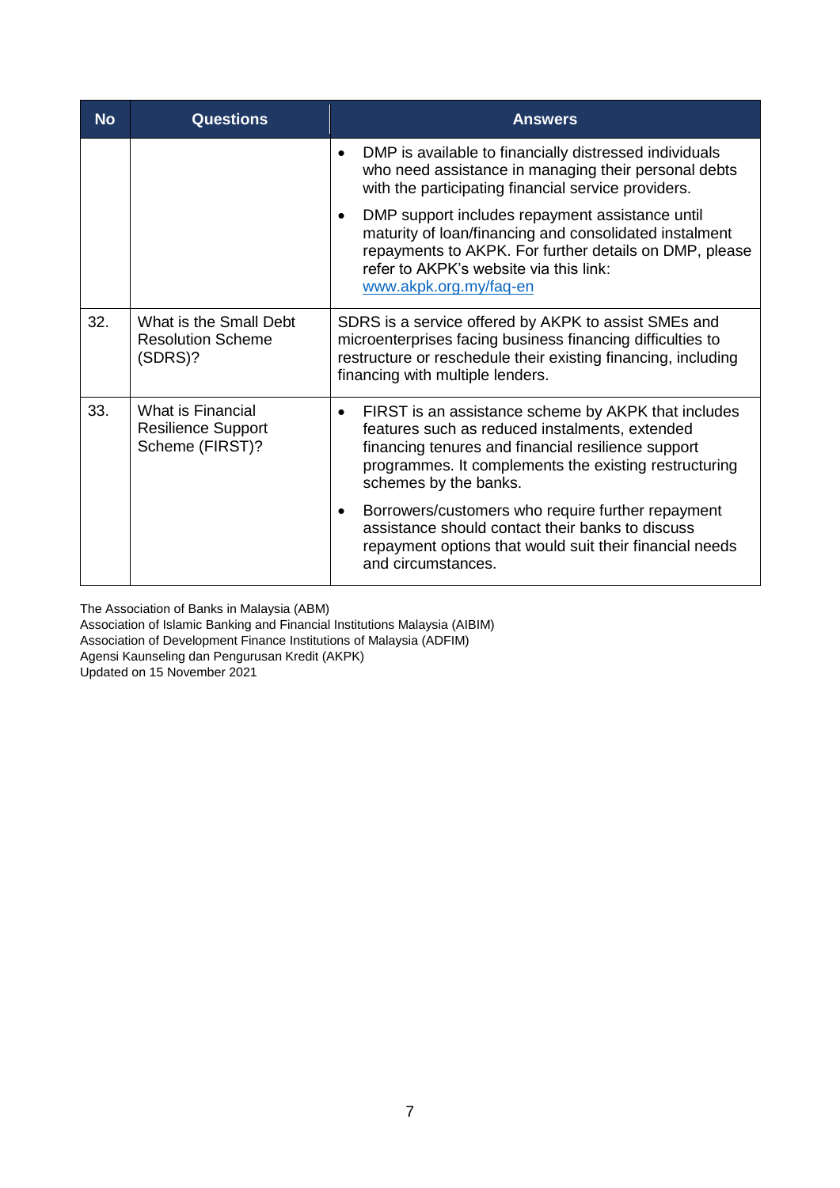| No | Questions | Answers |
|---|---|---|
| | | • DMP is available to financially distressed individuals who need assistance in managing their personal debts with the participating financial service providers.<br><br>• DMP support includes repayment assistance until maturity of loan/financing and consolidated instalment repayments to AKPK. For further details on DMP, please refer to AKPK's website via this link: [www.akpk.org.my/faq-en](www.akpk.org.my/faq-en) |
| 32. | What is the Small Debt Resolution Scheme (SDRS)? | SDRS is a service offered by AKPK to assist SMEs and microenterprises facing business financing difficulties to restructure or reschedule their existing financing, including financing with multiple lenders. |
| 33. | What is Financial Resilience Support Scheme (FIRST)? | • FIRST is an assistance scheme by AKPK that includes features such as reduced instalments, extended financing tenures and financial resilience support programmes. It complements the existing restructuring schemes by the banks.<br><br>• Borrowers/customers who require further repayment assistance should contact their banks to discuss repayment options that would suit their financial needs and circumstances. |

The Association of Banks in Malaysia (ABM)
Association of Islamic Banking and Financial Institutions Malaysia (AIBIM)
Association of Development Finance Institutions of Malaysia (ADFIM)
Agensi Kaunseling dan Pengurusan Kredit (AKPK)
Updated on 15 November 2021